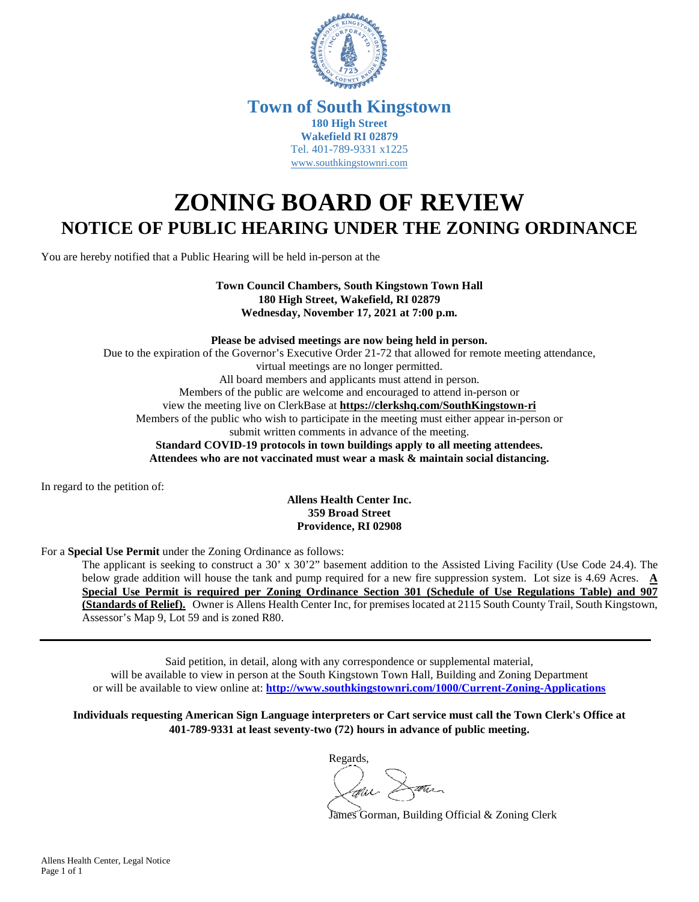**Town of South Kingstown**
**180 High Street**
**Wakefield RI 02879**
Tel. 401-789-9331 x1225
www.southkingstownri.com

# ZONING BOARD OF REVIEW

## NOTICE OF PUBLIC HEARING UNDER THE ZONING ORDINANCE

You are hereby notified that a Public Hearing will be held in-person at the

**Town Council Chambers, South Kingstown Town Hall**
**180 High Street, Wakefield, RI 02879**
**Wednesday, November 17, 2021 at 7:00 p.m.**

**Please be advised meetings are now being held in person.**
Due to the expiration of the Governor's Executive Order 21-72 that allowed for remote meeting attendance, virtual meetings are no longer permitted.
All board members and applicants must attend in person.
Members of the public are welcome and encouraged to attend in-person or view the meeting live on ClerkBase at **https://clerkshq.com/SouthKingstown-ri**
Members of the public who wish to participate in the meeting must either appear in-person or submit written comments in advance of the meeting.
**Standard COVID-19 protocols in town buildings apply to all meeting attendees.**
**Attendees who are not vaccinated must wear a mask & maintain social distancing.**

In regard to the petition of:

**Allens Health Center Inc.**
**359 Broad Street**
**Providence, RI 02908**

For a **Special Use Permit** under the Zoning Ordinance as follows:

The applicant is seeking to construct a 30' x 30'2" basement addition to the Assisted Living Facility (Use Code 24.4). The below grade addition will house the tank and pump required for a new fire suppression system. Lot size is 4.69 Acres. **A Special Use Permit is required per Zoning Ordinance Section 301 (Schedule of Use Regulations Table) and 907 (Standards of Relief).** Owner is Allens Health Center Inc, for premises located at 2115 South County Trail, South Kingstown, Assessor's Map 9, Lot 59 and is zoned R80.

---

Said petition, in detail, along with any correspondence or supplemental material, will be available to view in person at the South Kingstown Town Hall, Building and Zoning Department or will be available to view online at: **http://www.southkingstownri.com/1000/Current-Zoning-Applications**

**Individuals requesting American Sign Language interpreters or Cart service must call the Town Clerk's Office at 401-789-9331 at least seventy-two (72) hours in advance of public meeting.**

Regards,

James Gorman, Building Official & Zoning Clerk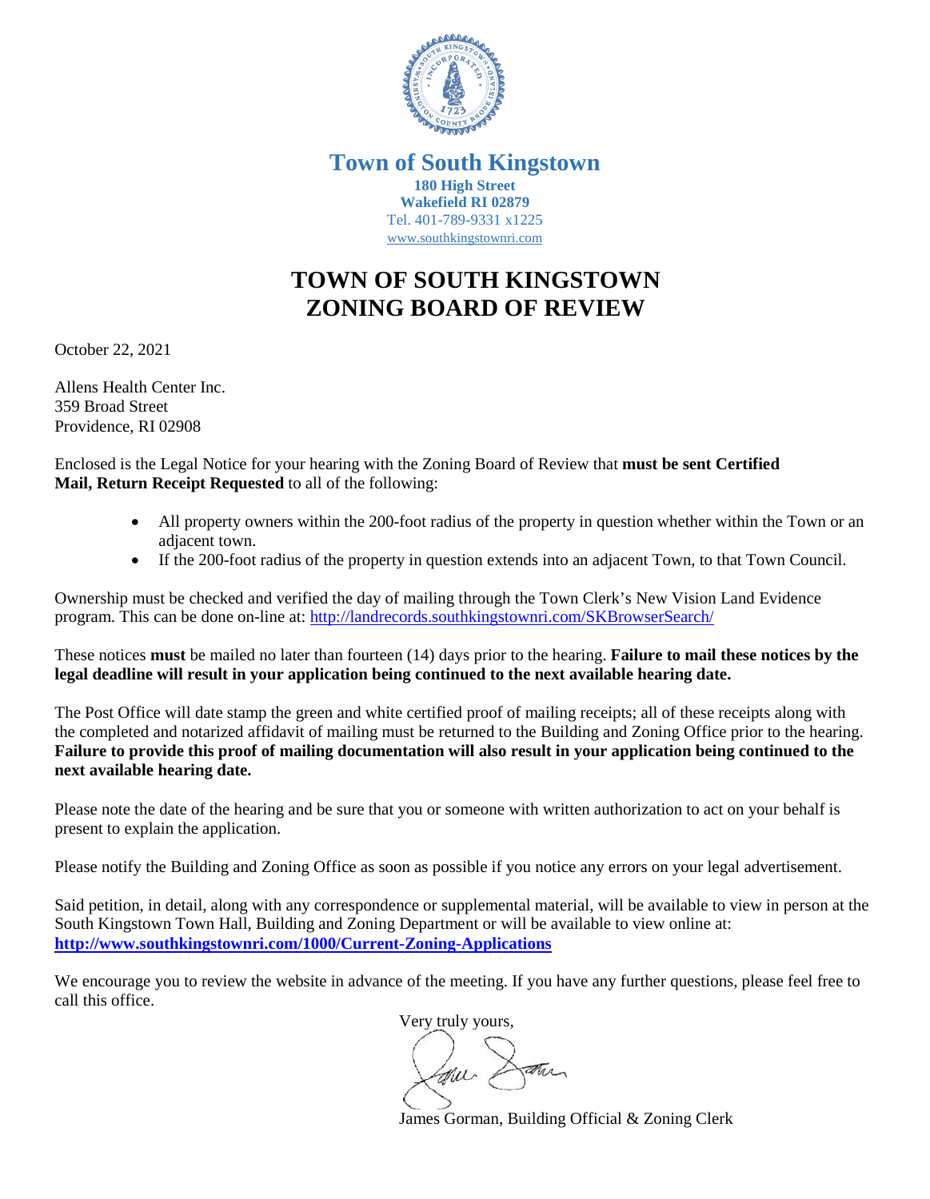# Town of South Kingstown

**180 High Street**
**Wakefield RI 02879**
Tel. 401-789-9331 x1225
www.southkingstownri.com

# TOWN OF SOUTH KINGSTOWN ZONING BOARD OF REVIEW

October 22, 2021

Allens Health Center Inc.
359 Broad Street
Providence, RI 02908

Enclosed is the Legal Notice for your hearing with the Zoning Board of Review that **must be sent Certified Mail, Return Receipt Requested** to all of the following:

- All property owners within the 200-foot radius of the property in question whether within the Town or an adjacent town.
- If the 200-foot radius of the property in question extends into an adjacent Town, to that Town Council.

Ownership must be checked and verified the day of mailing through the Town Clerk's New Vision Land Evidence program. This can be done on-line at: http://landrecords.southkingstownri.com/SKBrowserSearch/

These notices **must** be mailed no later than fourteen (14) days prior to the hearing. **Failure to mail these notices by the legal deadline will result in your application being continued to the next available hearing date.**

The Post Office will date stamp the green and white certified proof of mailing receipts; all of these receipts along with the completed and notarized affidavit of mailing must be returned to the Building and Zoning Office prior to the hearing. **Failure to provide this proof of mailing documentation will also result in your application being continued to the next available hearing date.**

Please note the date of the hearing and be sure that you or someone with written authorization to act on your behalf is present to explain the application.

Please notify the Building and Zoning Office as soon as possible if you notice any errors on your legal advertisement.

Said petition, in detail, along with any correspondence or supplemental material, will be available to view in person at the South Kingstown Town Hall, Building and Zoning Department or will be available to view online at: **http://www.southkingstownri.com/1000/Current-Zoning-Applications**

We encourage you to review the website in advance of the meeting. If you have any further questions, please feel free to call this office.

Very truly yours,

James Gorman, Building Official & Zoning Clerk